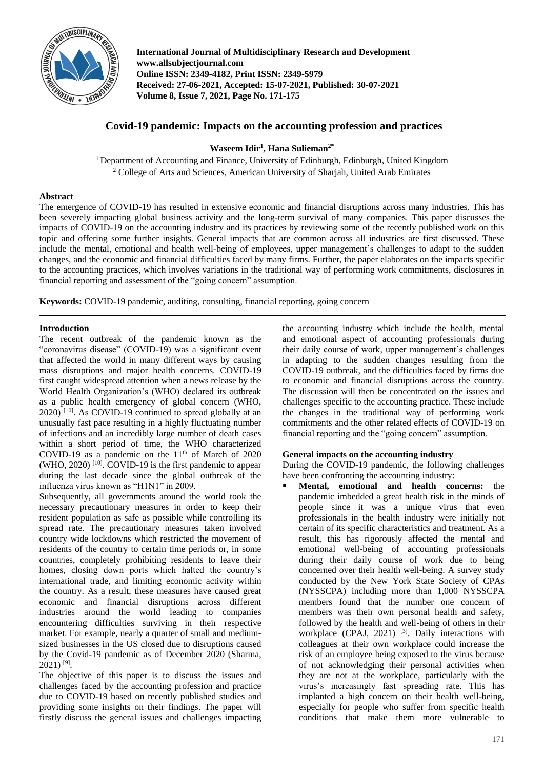# Covid-19 pandemic: Impacts on the accounting profession and practices

**Waseem Idir[1], Hana Sulieman[2*]**

[1] Department of Accounting and Finance, University of Edinburgh, Edinburgh, United Kingdom
[2] College of Arts and Sciences, American University of Sharjah, United Arab Emirates

## Abstract

The emergence of COVID-19 has resulted in extensive economic and financial disruptions across many industries. This has been severely impacting global business activity and the long-term survival of many companies. This paper discusses the impacts of COVID-19 on the accounting industry and its practices by reviewing some of the recently published work on this topic and offering some further insights. General impacts that are common across all industries are first discussed. These include the mental, emotional and health well-being of employees, upper management's challenges to adapt to the sudden changes, and the economic and financial difficulties faced by many firms. Further, the paper elaborates on the impacts specific to the accounting practices, which involves variations in the traditional way of performing work commitments, disclosures in financial reporting and assessment of the "going concern" assumption.

**Keywords:** COVID-19 pandemic, auditing, consulting, financial reporting, going concern

## Introduction

The recent outbreak of the pandemic known as the "coronavirus disease" (COVID-19) was a significant event that affected the world in many different ways by causing mass disruptions and major health concerns. COVID-19 first caught widespread attention when a news release by the World Health Organization's (WHO) declared its outbreak as a public health emergency of global concern (WHO, 2020) [10]. As COVID-19 continued to spread globally at an unusually fast pace resulting in a highly fluctuating number of infections and an incredibly large number of death cases within a short period of time, the WHO characterized COVID-19 as a pandemic on the 11th of March of 2020 (WHO, 2020) [10]. COVID-19 is the first pandemic to appear during the last decade since the global outbreak of the influenza virus known as "H1N1" in 2009.

Subsequently, all governments around the world took the necessary precautionary measures in order to keep their resident population as safe as possible while controlling its spread rate. The precautionary measures taken involved country wide lockdowns which restricted the movement of residents of the country to certain time periods or, in some countries, completely prohibiting residents to leave their homes, closing down ports which halted the country's international trade, and limiting economic activity within the country. As a result, these measures have caused great economic and financial disruptions across different industries around the world leading to companies encountering difficulties surviving in their respective market. For example, nearly a quarter of small and medium-sized businesses in the US closed due to disruptions caused by the Covid-19 pandemic as of December 2020 (Sharma, 2021) [9].

The objective of this paper is to discuss the issues and challenges faced by the accounting profession and practice due to COVID-19 based on recently published studies and providing some insights on their findings. The paper will firstly discuss the general issues and challenges impacting the accounting industry which include the health, mental and emotional aspect of accounting professionals during their daily course of work, upper management's challenges in adapting to the sudden changes resulting from the COVID-19 outbreak, and the difficulties faced by firms due to economic and financial disruptions across the country. The discussion will then be concentrated on the issues and challenges specific to the accounting practice. These include the changes in the traditional way of performing work commitments and the other related effects of COVID-19 on financial reporting and the "going concern" assumption.

### General impacts on the accounting industry

During the COVID-19 pandemic, the following challenges have been confronting the accounting industry:

- **Mental, emotional and health concerns:** the pandemic imbedded a great health risk in the minds of people since it was a unique virus that even professionals in the health industry were initially not certain of its specific characteristics and treatment. As a result, this has rigorously affected the mental and emotional well-being of accounting professionals during their daily course of work due to being concerned over their health well-being. A survey study conducted by the New York State Society of CPAs (NYSSCPA) including more than 1,000 NYSSCPA members found that the number one concern of members was their own personal health and safety, followed by the health and well-being of others in their workplace (CPAJ, 2021) [3]. Daily interactions with colleagues at their own workplace could increase the risk of an employee being exposed to the virus because of not acknowledging their personal activities when they are not at the workplace, particularly with the virus's increasingly fast spreading rate. This has implanted a high concern on their health well-being, especially for people who suffer from specific health conditions that make them more vulnerable to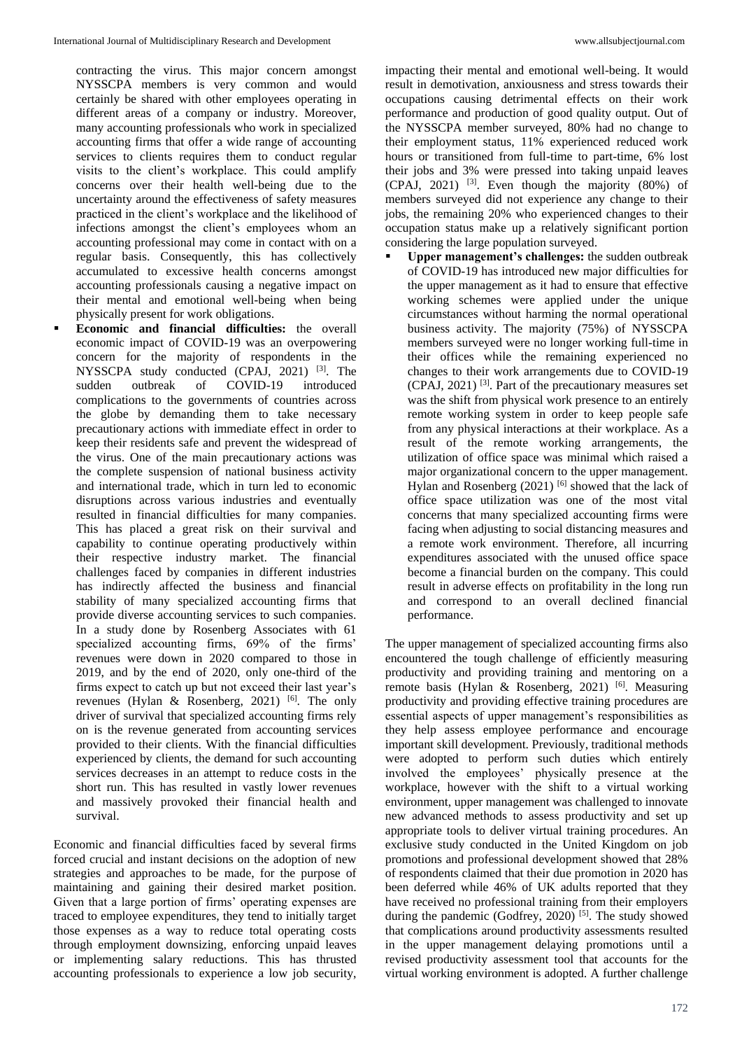contracting the virus. This major concern amongst NYSSCPA members is very common and would certainly be shared with other employees operating in different areas of a company or industry. Moreover, many accounting professionals who work in specialized accounting firms that offer a wide range of accounting services to clients requires them to conduct regular visits to the client's workplace. This could amplify concerns over their health well-being due to the uncertainty around the effectiveness of safety measures practiced in the client's workplace and the likelihood of infections amongst the client's employees whom an accounting professional may come in contact with on a regular basis. Consequently, this has collectively accumulated to excessive health concerns amongst accounting professionals causing a negative impact on their mental and emotional well-being when being physically present for work obligations.

- **Economic and financial difficulties:** the overall economic impact of COVID-19 was an overpowering concern for the majority of respondents in the NYSSCPA study conducted (CPAJ, 2021) [3]. The sudden outbreak of COVID-19 introduced complications to the governments of countries across the globe by demanding them to take necessary precautionary actions with immediate effect in order to keep their residents safe and prevent the widespread of the virus. One of the main precautionary actions was the complete suspension of national business activity and international trade, which in turn led to economic disruptions across various industries and eventually resulted in financial difficulties for many companies. This has placed a great risk on their survival and capability to continue operating productively within their respective industry market. The financial challenges faced by companies in different industries has indirectly affected the business and financial stability of many specialized accounting firms that provide diverse accounting services to such companies. In a study done by Rosenberg Associates with 61 specialized accounting firms, 69% of the firms' revenues were down in 2020 compared to those in 2019, and by the end of 2020, only one-third of the firms expect to catch up but not exceed their last year's revenues (Hylan & Rosenberg, 2021) [6]. The only driver of survival that specialized accounting firms rely on is the revenue generated from accounting services provided to their clients. With the financial difficulties experienced by clients, the demand for such accounting services decreases in an attempt to reduce costs in the short run. This has resulted in vastly lower revenues and massively provoked their financial health and survival.

Economic and financial difficulties faced by several firms forced crucial and instant decisions on the adoption of new strategies and approaches to be made, for the purpose of maintaining and gaining their desired market position. Given that a large portion of firms' operating expenses are traced to employee expenditures, they tend to initially target those expenses as a way to reduce total operating costs through employment downsizing, enforcing unpaid leaves or implementing salary reductions. This has thrusted accounting professionals to experience a low job security, impacting their mental and emotional well-being. It would result in demotivation, anxiousness and stress towards their occupations causing detrimental effects on their work performance and production of good quality output. Out of the NYSSCPA member surveyed, 80% had no change to their employment status, 11% experienced reduced work hours or transitioned from full-time to part-time, 6% lost their jobs and 3% were pressed into taking unpaid leaves (CPAJ, 2021) [3]. Even though the majority (80%) of members surveyed did not experience any change to their jobs, the remaining 20% who experienced changes to their occupation status make up a relatively significant portion considering the large population surveyed.

- **Upper management's challenges:** the sudden outbreak of COVID-19 has introduced new major difficulties for the upper management as it had to ensure that effective working schemes were applied under the unique circumstances without harming the normal operational business activity. The majority (75%) of NYSSCPA members surveyed were no longer working full-time in their offices while the remaining experienced no changes to their work arrangements due to COVID-19 (CPAJ, 2021) [3]. Part of the precautionary measures set was the shift from physical work presence to an entirely remote working system in order to keep people safe from any physical interactions at their workplace. As a result of the remote working arrangements, the utilization of office space was minimal which raised a major organizational concern to the upper management. Hylan and Rosenberg (2021) [6] showed that the lack of office space utilization was one of the most vital concerns that many specialized accounting firms were facing when adjusting to social distancing measures and a remote work environment. Therefore, all incurring expenditures associated with the unused office space become a financial burden on the company. This could result in adverse effects on profitability in the long run and correspond to an overall declined financial performance.

The upper management of specialized accounting firms also encountered the tough challenge of efficiently measuring productivity and providing training and mentoring on a remote basis (Hylan & Rosenberg, 2021) [6]. Measuring productivity and providing effective training procedures are essential aspects of upper management's responsibilities as they help assess employee performance and encourage important skill development. Previously, traditional methods were adopted to perform such duties which entirely involved the employees' physically presence at the workplace, however with the shift to a virtual working environment, upper management was challenged to innovate new advanced methods to assess productivity and set up appropriate tools to deliver virtual training procedures. An exclusive study conducted in the United Kingdom on job promotions and professional development showed that 28% of respondents claimed that their due promotion in 2020 has been deferred while 46% of UK adults reported that they have received no professional training from their employers during the pandemic (Godfrey, 2020) [5]. The study showed that complications around productivity assessments resulted in the upper management delaying promotions until a revised productivity assessment tool that accounts for the virtual working environment is adopted. A further challenge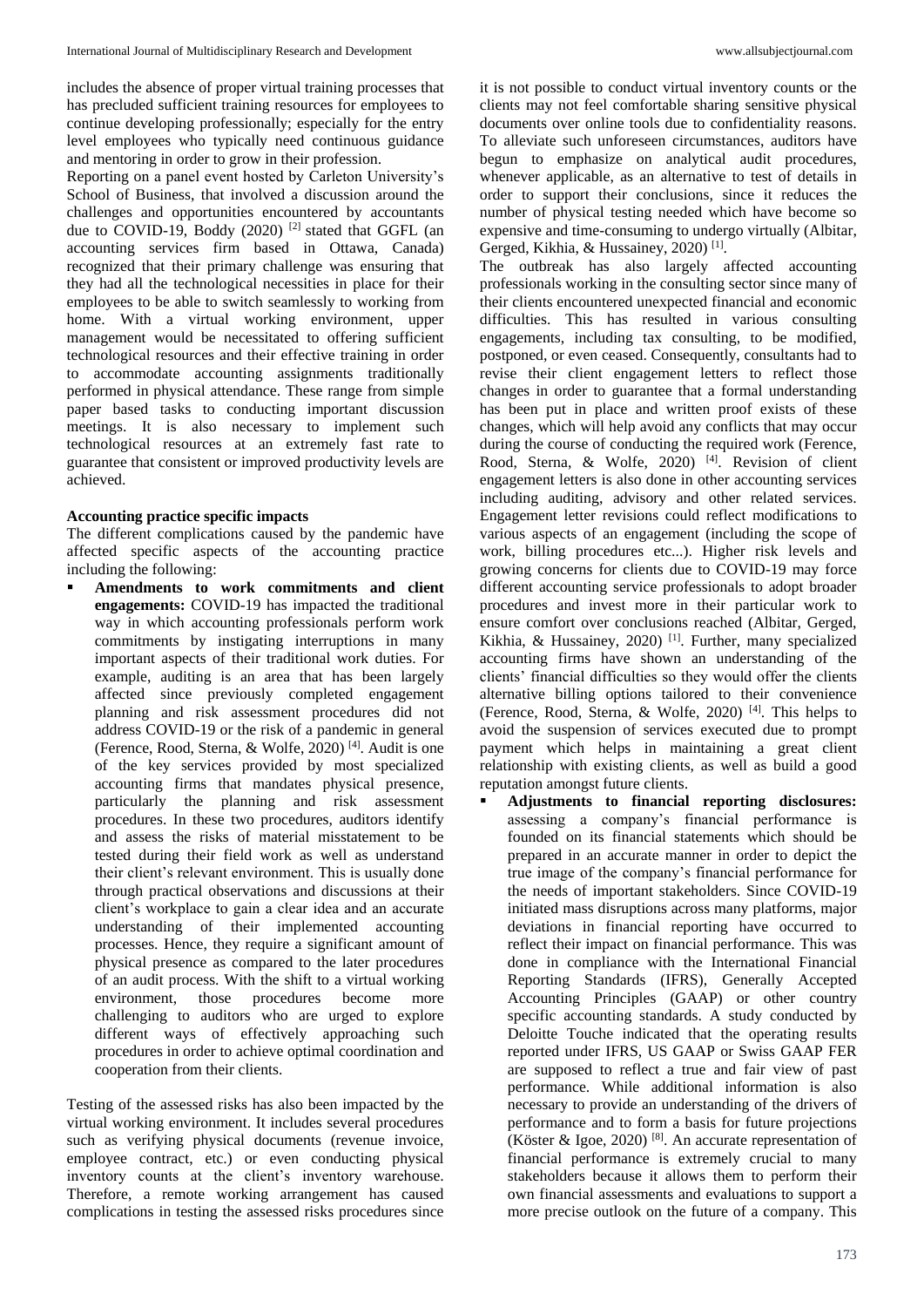includes the absence of proper virtual training processes that has precluded sufficient training resources for employees to continue developing professionally; especially for the entry level employees who typically need continuous guidance and mentoring in order to grow in their profession.

Reporting on a panel event hosted by Carleton University's School of Business, that involved a discussion around the challenges and opportunities encountered by accountants due to COVID-19, Boddy (2020) [2] stated that GGFL (an accounting services firm based in Ottawa, Canada) recognized that their primary challenge was ensuring that they had all the technological necessities in place for their employees to be able to switch seamlessly to working from home. With a virtual working environment, upper management would be necessitated to offering sufficient technological resources and their effective training in order to accommodate accounting assignments traditionally performed in physical attendance. These range from simple paper based tasks to conducting important discussion meetings. It is also necessary to implement such technological resources at an extremely fast rate to guarantee that consistent or improved productivity levels are achieved.

**Accounting practice specific impacts**

The different complications caused by the pandemic have affected specific aspects of the accounting practice including the following:

- **Amendments to work commitments and client engagements:** COVID-19 has impacted the traditional way in which accounting professionals perform work commitments by instigating interruptions in many important aspects of their traditional work duties. For example, auditing is an area that has been largely affected since previously completed engagement planning and risk assessment procedures did not address COVID-19 or the risk of a pandemic in general (Ference, Rood, Sterna, & Wolfe, 2020) [4]. Audit is one of the key services provided by most specialized accounting firms that mandates physical presence, particularly the planning and risk assessment procedures. In these two procedures, auditors identify and assess the risks of material misstatement to be tested during their field work as well as understand their client's relevant environment. This is usually done through practical observations and discussions at their client's workplace to gain a clear idea and an accurate understanding of their implemented accounting processes. Hence, they require a significant amount of physical presence as compared to the later procedures of an audit process. With the shift to a virtual working environment, those procedures become more challenging to auditors who are urged to explore different ways of effectively approaching such procedures in order to achieve optimal coordination and cooperation from their clients.

Testing of the assessed risks has also been impacted by the virtual working environment. It includes several procedures such as verifying physical documents (revenue invoice, employee contract, etc.) or even conducting physical inventory counts at the client's inventory warehouse. Therefore, a remote working arrangement has caused complications in testing the assessed risks procedures since it is not possible to conduct virtual inventory counts or the clients may not feel comfortable sharing sensitive physical documents over online tools due to confidentiality reasons. To alleviate such unforeseen circumstances, auditors have begun to emphasize on analytical audit procedures, whenever applicable, as an alternative to test of details in order to support their conclusions, since it reduces the number of physical testing needed which have become so expensive and time-consuming to undergo virtually (Albitar, Gerged, Kikhia, & Hussainey, 2020) [1].

The outbreak has also largely affected accounting professionals working in the consulting sector since many of their clients encountered unexpected financial and economic difficulties. This has resulted in various consulting engagements, including tax consulting, to be modified, postponed, or even ceased. Consequently, consultants had to revise their client engagement letters to reflect those changes in order to guarantee that a formal understanding has been put in place and written proof exists of these changes, which will help avoid any conflicts that may occur during the course of conducting the required work (Ference, Rood, Sterna, & Wolfe, 2020) [4]. Revision of client engagement letters is also done in other accounting services including auditing, advisory and other related services. Engagement letter revisions could reflect modifications to various aspects of an engagement (including the scope of work, billing procedures etc...). Higher risk levels and growing concerns for clients due to COVID-19 may force different accounting service professionals to adopt broader procedures and invest more in their particular work to ensure comfort over conclusions reached (Albitar, Gerged, Kikhia, & Hussainey, 2020) [1]. Further, many specialized accounting firms have shown an understanding of the clients' financial difficulties so they would offer the clients alternative billing options tailored to their convenience (Ference, Rood, Sterna, & Wolfe, 2020) [4]. This helps to avoid the suspension of services executed due to prompt payment which helps in maintaining a great client relationship with existing clients, as well as build a good reputation amongst future clients.

- **Adjustments to financial reporting disclosures:** assessing a company's financial performance is founded on its financial statements which should be prepared in an accurate manner in order to depict the true image of the company's financial performance for the needs of important stakeholders. Since COVID-19 initiated mass disruptions across many platforms, major deviations in financial reporting have occurred to reflect their impact on financial performance. This was done in compliance with the International Financial Reporting Standards (IFRS), Generally Accepted Accounting Principles (GAAP) or other country specific accounting standards. A study conducted by Deloitte Touche indicated that the operating results reported under IFRS, US GAAP or Swiss GAAP FER are supposed to reflect a true and fair view of past performance. While additional information is also necessary to provide an understanding of the drivers of performance and to form a basis for future projections (Köster & Igoe, 2020) [8]. An accurate representation of financial performance is extremely crucial to many stakeholders because it allows them to perform their own financial assessments and evaluations to support a more precise outlook on the future of a company. This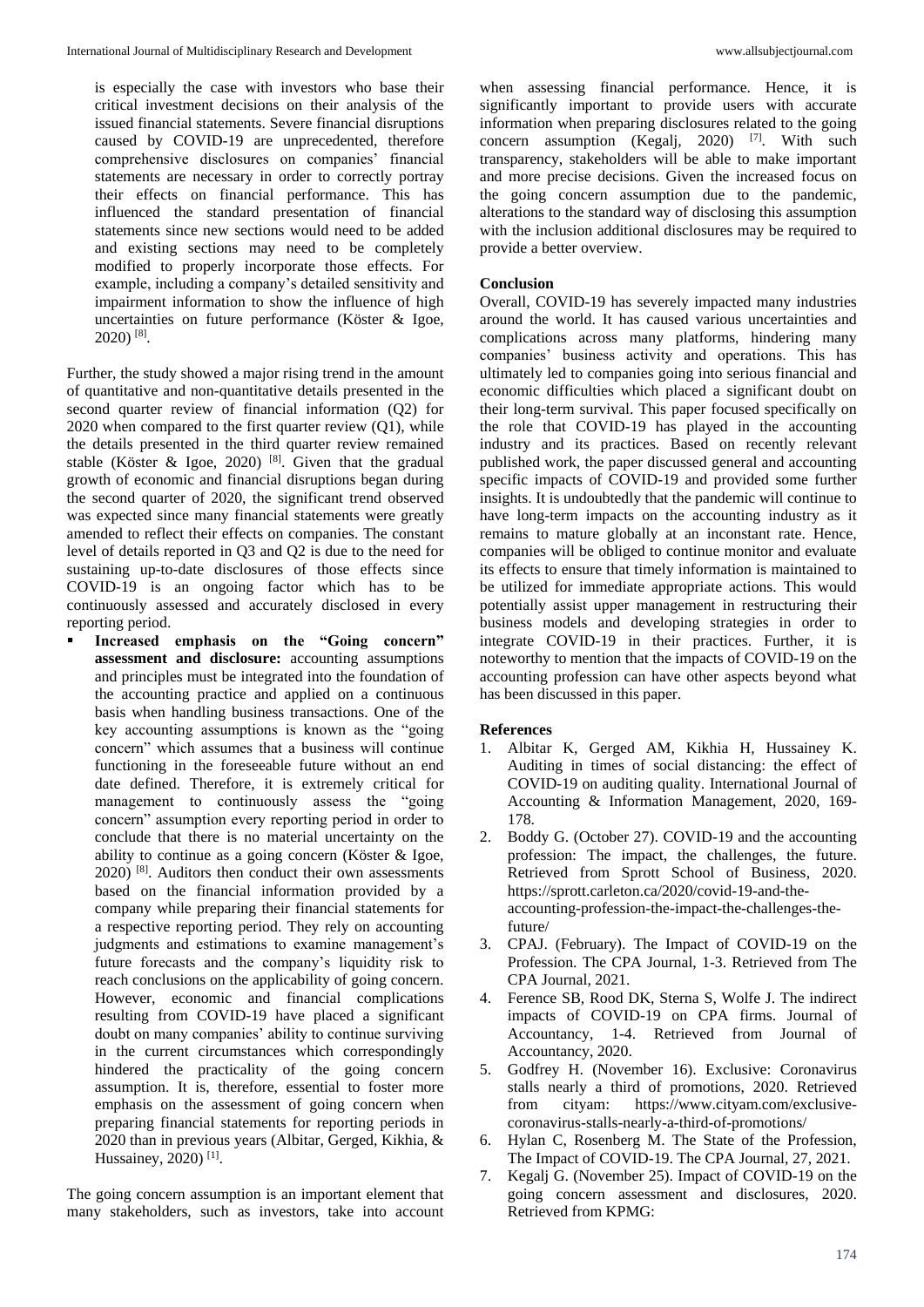is especially the case with investors who base their critical investment decisions on their analysis of the issued financial statements. Severe financial disruptions caused by COVID-19 are unprecedented, therefore comprehensive disclosures on companies' financial statements are necessary in order to correctly portray their effects on financial performance. This has influenced the standard presentation of financial statements since new sections would need to be added and existing sections may need to be completely modified to properly incorporate those effects. For example, including a company's detailed sensitivity and impairment information to show the influence of high uncertainties on future performance (Köster & Igoe, 2020) [8].

Further, the study showed a major rising trend in the amount of quantitative and non-quantitative details presented in the second quarter review of financial information (Q2) for 2020 when compared to the first quarter review (Q1), while the details presented in the third quarter review remained stable (Köster & Igoe, 2020) [8]. Given that the gradual growth of economic and financial disruptions began during the second quarter of 2020, the significant trend observed was expected since many financial statements were greatly amended to reflect their effects on companies. The constant level of details reported in Q3 and Q2 is due to the need for sustaining up-to-date disclosures of those effects since COVID-19 is an ongoing factor which has to be continuously assessed and accurately disclosed in every reporting period.

- **Increased emphasis on the "Going concern" assessment and disclosure:** accounting assumptions and principles must be integrated into the foundation of the accounting practice and applied on a continuous basis when handling business transactions. One of the key accounting assumptions is known as the "going concern" which assumes that a business will continue functioning in the foreseeable future without an end date defined. Therefore, it is extremely critical for management to continuously assess the "going concern" assumption every reporting period in order to conclude that there is no material uncertainty on the ability to continue as a going concern (Köster & Igoe, 2020) [8]. Auditors then conduct their own assessments based on the financial information provided by a company while preparing their financial statements for a respective reporting period. They rely on accounting judgments and estimations to examine management's future forecasts and the company's liquidity risk to reach conclusions on the applicability of going concern. However, economic and financial complications resulting from COVID-19 have placed a significant doubt on many companies' ability to continue surviving in the current circumstances which correspondingly hindered the practicality of the going concern assumption. It is, therefore, essential to foster more emphasis on the assessment of going concern when preparing financial statements for reporting periods in 2020 than in previous years (Albitar, Gerged, Kikhia, & Hussainey, 2020) [1].

The going concern assumption is an important element that many stakeholders, such as investors, take into account when assessing financial performance. Hence, it is significantly important to provide users with accurate information when preparing disclosures related to the going concern assumption (Kegalj, 2020) [7]. With such transparency, stakeholders will be able to make important and more precise decisions. Given the increased focus on the going concern assumption due to the pandemic, alterations to the standard way of disclosing this assumption with the inclusion additional disclosures may be required to provide a better overview.

## Conclusion

Overall, COVID-19 has severely impacted many industries around the world. It has caused various uncertainties and complications across many platforms, hindering many companies' business activity and operations. This has ultimately led to companies going into serious financial and economic difficulties which placed a significant doubt on their long-term survival. This paper focused specifically on the role that COVID-19 has played in the accounting industry and its practices. Based on recently relevant published work, the paper discussed general and accounting specific impacts of COVID-19 and provided some further insights. It is undoubtedly that the pandemic will continue to have long-term impacts on the accounting industry as it remains to mature globally at an inconstant rate. Hence, companies will be obliged to continue monitor and evaluate its effects to ensure that timely information is maintained to be utilized for immediate appropriate actions. This would potentially assist upper management in restructuring their business models and developing strategies in order to integrate COVID-19 in their practices. Further, it is noteworthy to mention that the impacts of COVID-19 on the accounting profession can have other aspects beyond what has been discussed in this paper.

## References

1. Albitar K, Gerged AM, Kikhia H, Hussainey K. Auditing in times of social distancing: the effect of COVID-19 on auditing quality. International Journal of Accounting & Information Management, 2020, 169-178.
2. Boddy G. (October 27). COVID-19 and the accounting profession: The impact, the challenges, the future. Retrieved from Sprott School of Business, 2020. https://sprott.carleton.ca/2020/covid-19-and-the-accounting-profession-the-impact-the-challenges-the-future/
3. CPAJ. (February). The Impact of COVID-19 on the Profession. The CPA Journal, 1-3. Retrieved from The CPA Journal, 2021.
4. Ference SB, Rood DK, Sterna S, Wolfe J. The indirect impacts of COVID-19 on CPA firms. Journal of Accountancy, 1-4. Retrieved from Journal of Accountancy, 2020.
5. Godfrey H. (November 16). Exclusive: Coronavirus stalls nearly a third of promotions, 2020. Retrieved from cityam: https://www.cityam.com/exclusive-coronavirus-stalls-nearly-a-third-of-promotions/
6. Hylan C, Rosenberg M. The State of the Profession, The Impact of COVID-19. The CPA Journal, 27, 2021.
7. Kegalj G. (November 25). Impact of COVID-19 on the going concern assessment and disclosures, 2020. Retrieved from KPMG: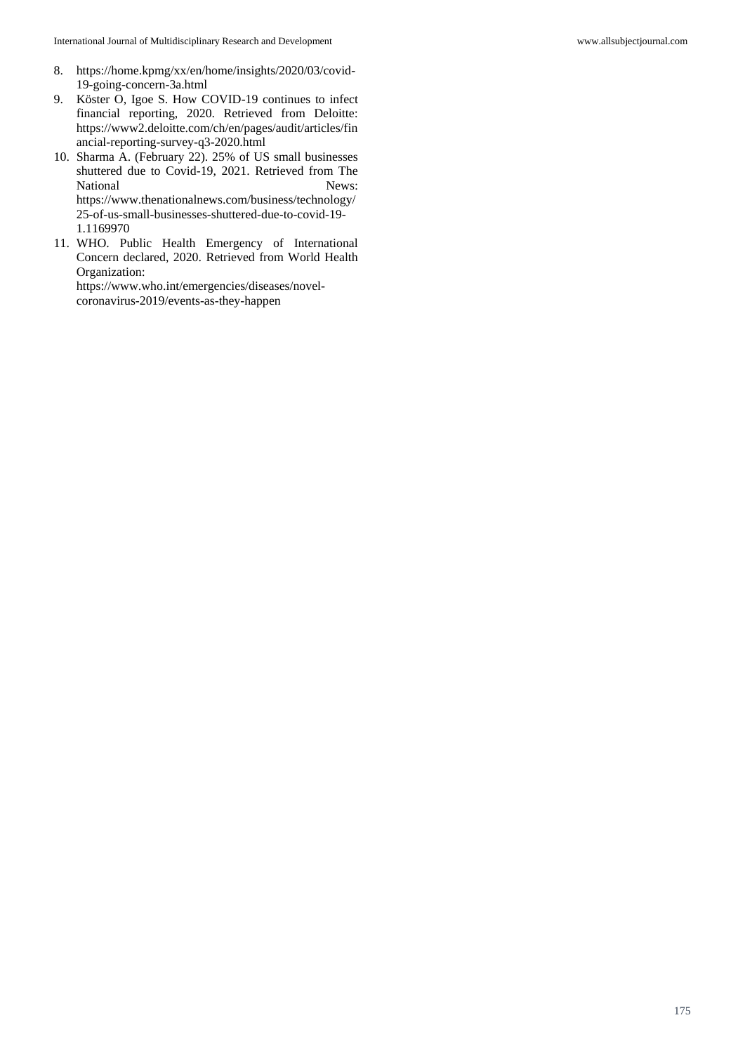8. https://home.kpmg/xx/en/home/insights/2020/03/covid-19-going-concern-3a.html
9. Köster O, Igoe S. How COVID-19 continues to infect financial reporting, 2020. Retrieved from Deloitte: https://www2.deloitte.com/ch/en/pages/audit/articles/financial-reporting-survey-q3-2020.html
10. Sharma A. (February 22). 25% of US small businesses shuttered due to Covid-19, 2021. Retrieved from The National News: https://www.thenationalnews.com/business/technology/25-of-us-small-businesses-shuttered-due-to-covid-19-1.1169970
11. WHO. Public Health Emergency of International Concern declared, 2020. Retrieved from World Health Organization: https://www.who.int/emergencies/diseases/novel-coronavirus-2019/events-as-they-happen